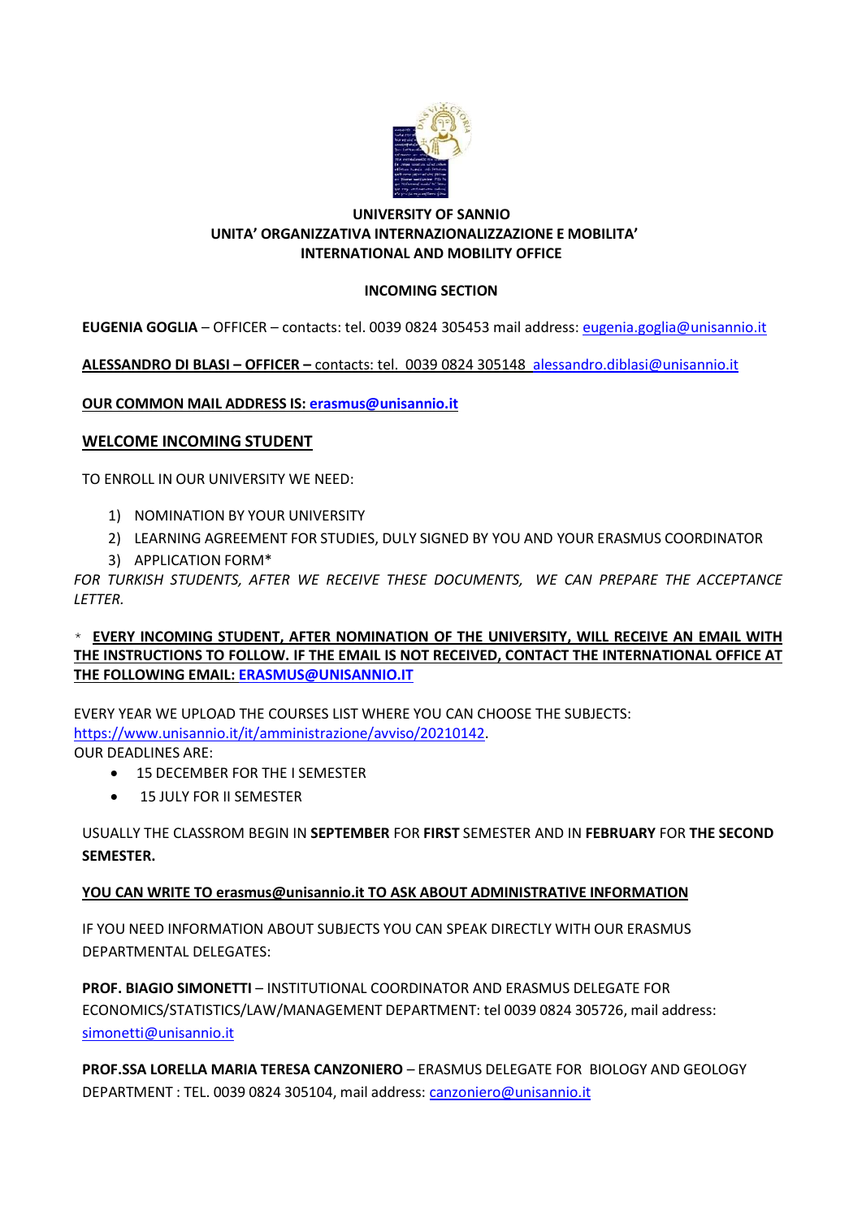**UNIVERSITY OF SANNIO**
**UNITA' ORGANIZZATIVA INTERNAZIONALIZZAZIONE E MOBILITA'**
**INTERNATIONAL AND MOBILITY OFFICE**

**INCOMING SECTION**

**EUGENIA GOGLIA** – OFFICER – contacts: tel. 0039 0824 305453 mail address: eugenia.goglia@unisannio.it

**ALESSANDRO DI BLASI – OFFICER –** contacts: tel. 0039 0824 305148 alessandro.diblasi@unisannio.it

**OUR COMMON MAIL ADDRESS IS: erasmus@unisannio.it**

## WELCOME INCOMING STUDENT

TO ENROLL IN OUR UNIVERSITY WE NEED:

1) NOMINATION BY YOUR UNIVERSITY
2) LEARNING AGREEMENT FOR STUDIES, DULY SIGNED BY YOU AND YOUR ERASMUS COORDINATOR
3) APPLICATION FORM*

*FOR TURKISH STUDENTS, AFTER WE RECEIVE THESE DOCUMENTS, WE CAN PREPARE THE ACCEPTANCE LETTER.*

\* **EVERY INCOMING STUDENT, AFTER NOMINATION OF THE UNIVERSITY, WILL RECEIVE AN EMAIL WITH THE INSTRUCTIONS TO FOLLOW. IF THE EMAIL IS NOT RECEIVED, CONTACT THE INTERNATIONAL OFFICE AT THE FOLLOWING EMAIL: ERASMUS@UNISANNIO.IT**

EVERY YEAR WE UPLOAD THE COURSES LIST WHERE YOU CAN CHOOSE THE SUBJECTS: https://www.unisannio.it/it/amministrazione/avviso/20210142.
OUR DEADLINES ARE:

- 15 DECEMBER FOR THE I SEMESTER
- 15 JULY FOR II SEMESTER

USUALLY THE CLASSROM BEGIN IN **SEPTEMBER** FOR **FIRST** SEMESTER AND IN **FEBRUARY** FOR **THE SECOND SEMESTER.**

**YOU CAN WRITE TO erasmus@unisannio.it TO ASK ABOUT ADMINISTRATIVE INFORMATION**

IF YOU NEED INFORMATION ABOUT SUBJECTS YOU CAN SPEAK DIRECTLY WITH OUR ERASMUS DEPARTMENTAL DELEGATES:

**PROF. BIAGIO SIMONETTI** – INSTITUTIONAL COORDINATOR AND ERASMUS DELEGATE FOR ECONOMICS/STATISTICS/LAW/MANAGEMENT DEPARTMENT: tel 0039 0824 305726, mail address: simonetti@unisannio.it

**PROF.SSA LORELLA MARIA TERESA CANZONIERO** – ERASMUS DELEGATE FOR BIOLOGY AND GEOLOGY DEPARTMENT : TEL. 0039 0824 305104, mail address: canzoniero@unisannio.it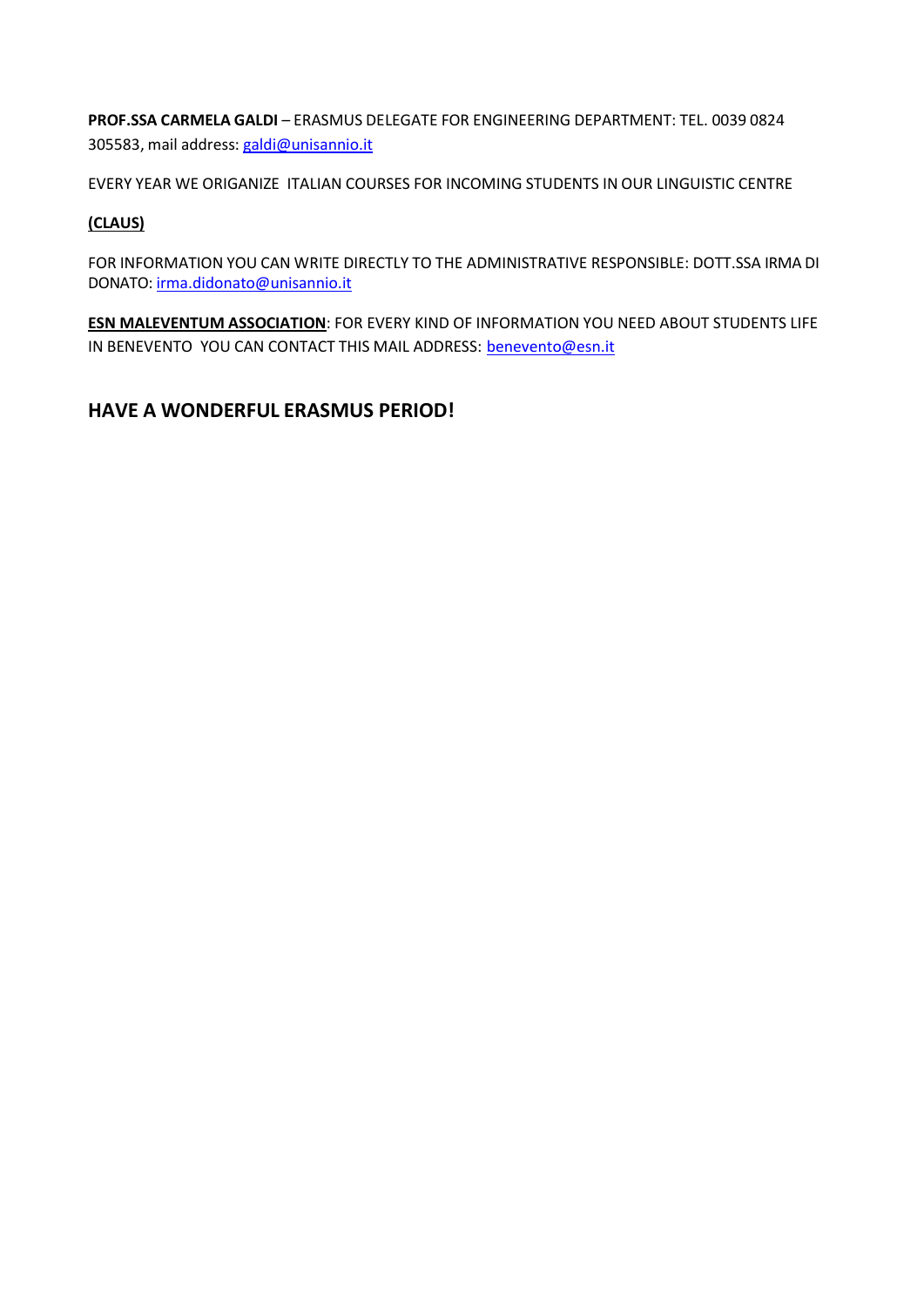**PROF.SSA CARMELA GALDI** – ERASMUS DELEGATE FOR ENGINEERING DEPARTMENT: TEL. 0039 0824 305583, mail address: galdi@unisannio.it

EVERY YEAR WE ORIGANIZE ITALIAN COURSES FOR INCOMING STUDENTS IN OUR LINGUISTIC CENTRE

**(CLAUS)**

FOR INFORMATION YOU CAN WRITE DIRECTLY TO THE ADMINISTRATIVE RESPONSIBLE: DOTT.SSA IRMA DI DONATO: irma.didonato@unisannio.it

**ESN MALEVENTUM ASSOCIATION**: FOR EVERY KIND OF INFORMATION YOU NEED ABOUT STUDENTS LIFE IN BENEVENTO YOU CAN CONTACT THIS MAIL ADDRESS: benevento@esn.it

## HAVE A WONDERFUL ERASMUS PERIOD!